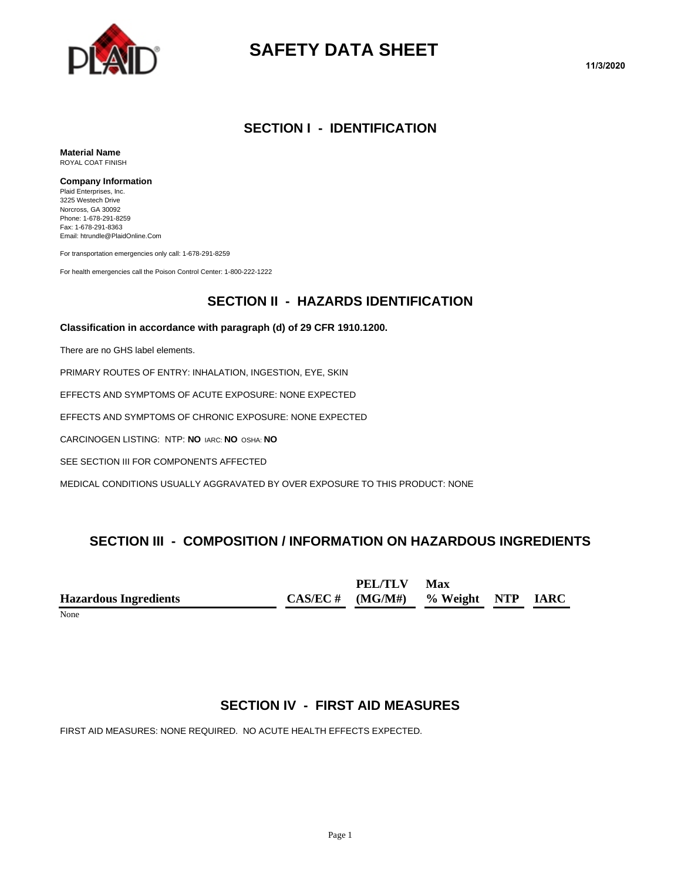# SAFETY DATA SHEET

11/3/2020

## SECTION I - IDENTIFICATION

**Material Name**
ROYAL COAT FINISH

**Company Information**
Plaid Enterprises, Inc.
3225 Westech Drive
Norcross, GA 30092
Phone: 1-678-291-8259
Fax: 1-678-291-8363
Email: htrundle@PlaidOnline.Com

For transportation emergencies only call: 1-678-291-8259

For health emergencies call the Poison Control Center: 1-800-222-1222

## SECTION II - HAZARDS IDENTIFICATION

**Classification in accordance with paragraph (d) of 29 CFR 1910.1200.**

There are no GHS label elements.

PRIMARY ROUTES OF ENTRY: INHALATION, INGESTION, EYE, SKIN

EFFECTS AND SYMPTOMS OF ACUTE EXPOSURE: NONE EXPECTED

EFFECTS AND SYMPTOMS OF CHRONIC EXPOSURE: NONE EXPECTED

CARCINOGEN LISTING: NTP: **NO** IARC: **NO** OSHA: **NO**

SEE SECTION III FOR COMPONENTS AFFECTED

MEDICAL CONDITIONS USUALLY AGGRAVATED BY OVER EXPOSURE TO THIS PRODUCT: NONE

## SECTION III - COMPOSITION / INFORMATION ON HAZARDOUS INGREDIENTS

| Hazardous Ingredients | CAS/EC # | PEL/TLV (MG/M#) | Max % Weight | NTP | IARC |
|---|---|---|---|---|---|
| None | | | | | |

## SECTION IV - FIRST AID MEASURES

FIRST AID MEASURES: NONE REQUIRED. NO ACUTE HEALTH EFFECTS EXPECTED.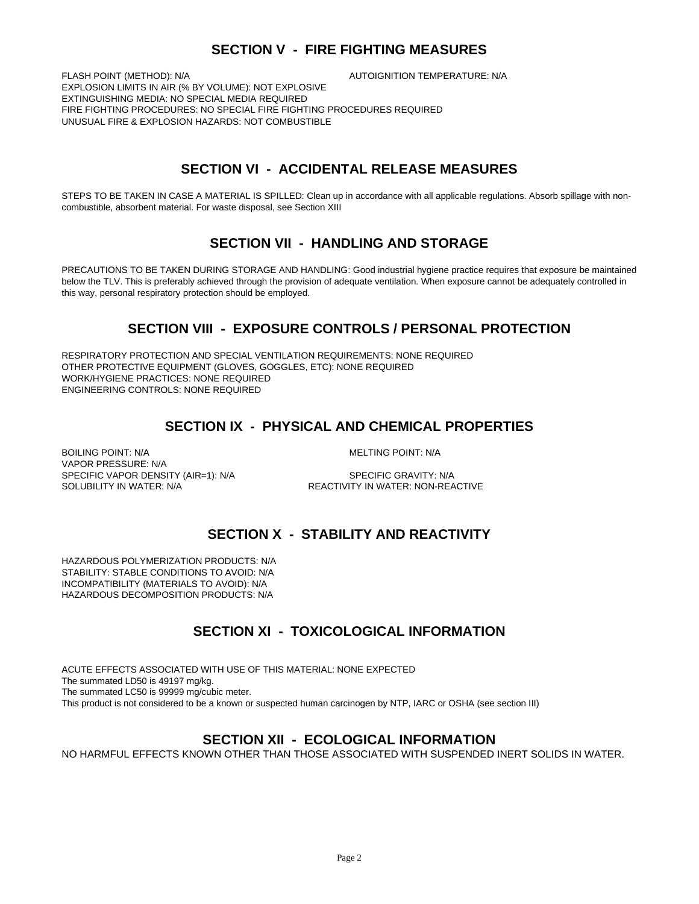## SECTION V - FIRE FIGHTING MEASURES

FLASH POINT (METHOD): N/A

AUTOIGNITION TEMPERATURE: N/A

EXPLOSION LIMITS IN AIR (% BY VOLUME): NOT EXPLOSIVE

EXTINGUISHING MEDIA: NO SPECIAL MEDIA REQUIRED

FIRE FIGHTING PROCEDURES: NO SPECIAL FIRE FIGHTING PROCEDURES REQUIRED

UNUSUAL FIRE & EXPLOSION HAZARDS: NOT COMBUSTIBLE

## SECTION VI - ACCIDENTAL RELEASE MEASURES

STEPS TO BE TAKEN IN CASE A MATERIAL IS SPILLED: Clean up in accordance with all applicable regulations. Absorb spillage with non-combustible, absorbent material. For waste disposal, see Section XIII

## SECTION VII - HANDLING AND STORAGE

PRECAUTIONS TO BE TAKEN DURING STORAGE AND HANDLING: Good industrial hygiene practice requires that exposure be maintained below the TLV. This is preferably achieved through the provision of adequate ventilation. When exposure cannot be adequately controlled in this way, personal respiratory protection should be employed.

## SECTION VIII - EXPOSURE CONTROLS / PERSONAL PROTECTION

RESPIRATORY PROTECTION AND SPECIAL VENTILATION REQUIREMENTS: NONE REQUIRED

OTHER PROTECTIVE EQUIPMENT (GLOVES, GOGGLES, ETC): NONE REQUIRED

WORK/HYGIENE PRACTICES: NONE REQUIRED

ENGINEERING CONTROLS: NONE REQUIRED

## SECTION IX - PHYSICAL AND CHEMICAL PROPERTIES

BOILING POINT: N/A

MELTING POINT: N/A

VAPOR PRESSURE: N/A

SPECIFIC VAPOR DENSITY (AIR=1): N/A

SPECIFIC GRAVITY: N/A

SOLUBILITY IN WATER: N/A

REACTIVITY IN WATER: NON-REACTIVE

## SECTION X - STABILITY AND REACTIVITY

HAZARDOUS POLYMERIZATION PRODUCTS: N/A

STABILITY: STABLE CONDITIONS TO AVOID: N/A

INCOMPATIBILITY (MATERIALS TO AVOID): N/A

HAZARDOUS DECOMPOSITION PRODUCTS: N/A

## SECTION XI - TOXICOLOGICAL INFORMATION

ACUTE EFFECTS ASSOCIATED WITH USE OF THIS MATERIAL: NONE EXPECTED

The summated LD50 is 49197 mg/kg.

The summated LC50 is 99999 mg/cubic meter.

This product is not considered to be a known or suspected human carcinogen by NTP, IARC or OSHA (see section III)

## SECTION XII - ECOLOGICAL INFORMATION

NO HARMFUL EFFECTS KNOWN OTHER THAN THOSE ASSOCIATED WITH SUSPENDED INERT SOLIDS IN WATER.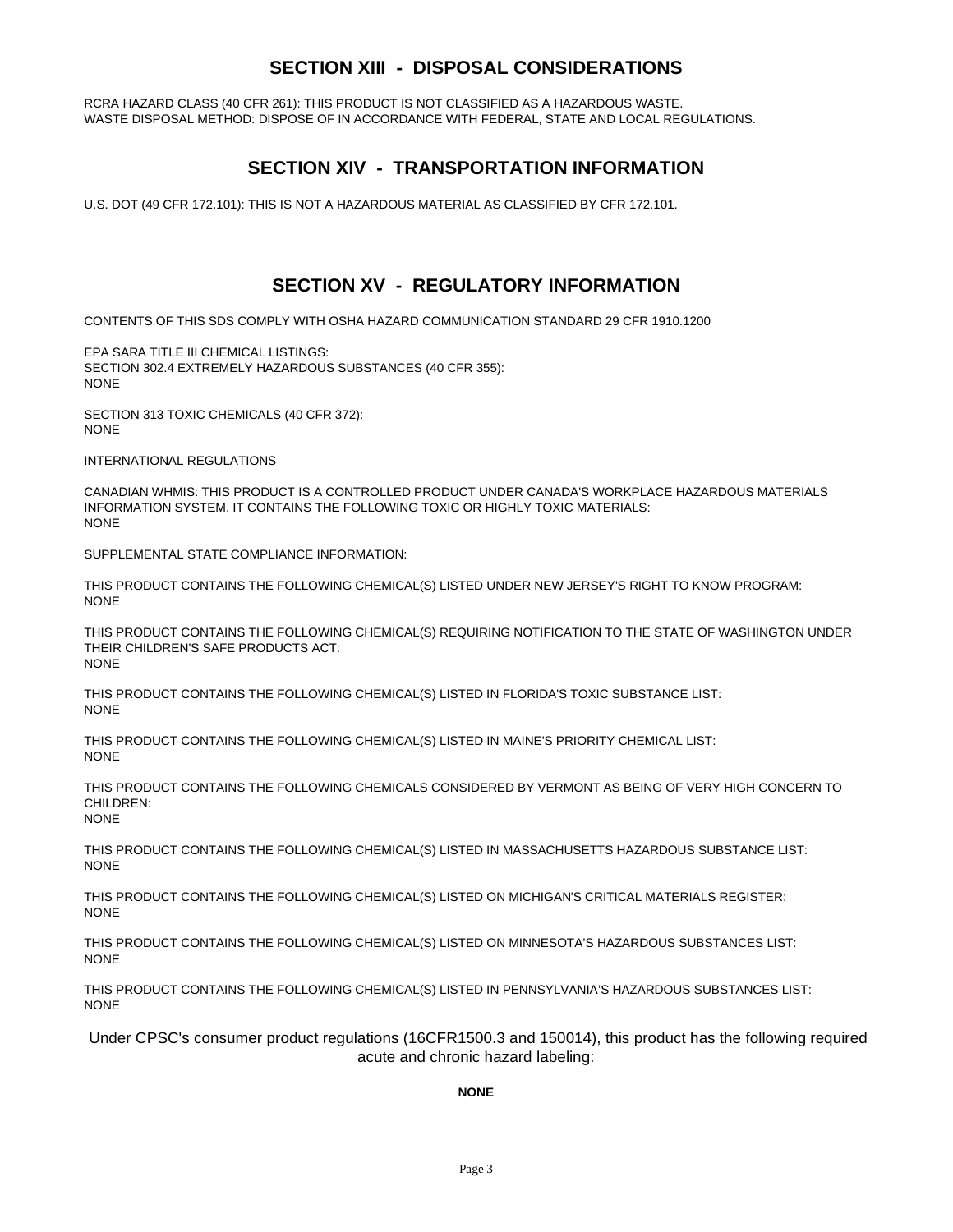## SECTION XIII - DISPOSAL CONSIDERATIONS

RCRA HAZARD CLASS (40 CFR 261): THIS PRODUCT IS NOT CLASSIFIED AS A HAZARDOUS WASTE.
WASTE DISPOSAL METHOD: DISPOSE OF IN ACCORDANCE WITH FEDERAL, STATE AND LOCAL REGULATIONS.

## SECTION XIV - TRANSPORTATION INFORMATION

U.S. DOT (49 CFR 172.101): THIS IS NOT A HAZARDOUS MATERIAL AS CLASSIFIED BY CFR 172.101.

## SECTION XV - REGULATORY INFORMATION

CONTENTS OF THIS SDS COMPLY WITH OSHA HAZARD COMMUNICATION STANDARD 29 CFR 1910.1200

EPA SARA TITLE III CHEMICAL LISTINGS:
SECTION 302.4 EXTREMELY HAZARDOUS SUBSTANCES (40 CFR 355):
NONE

SECTION 313 TOXIC CHEMICALS (40 CFR 372):
NONE

INTERNATIONAL REGULATIONS

CANADIAN WHMIS: THIS PRODUCT IS A CONTROLLED PRODUCT UNDER CANADA'S WORKPLACE HAZARDOUS MATERIALS INFORMATION SYSTEM. IT CONTAINS THE FOLLOWING TOXIC OR HIGHLY TOXIC MATERIALS:
NONE

SUPPLEMENTAL STATE COMPLIANCE INFORMATION:

THIS PRODUCT CONTAINS THE FOLLOWING CHEMICAL(S) LISTED UNDER NEW JERSEY'S RIGHT TO KNOW PROGRAM:
NONE

THIS PRODUCT CONTAINS THE FOLLOWING CHEMICAL(S) REQUIRING NOTIFICATION TO THE STATE OF WASHINGTON UNDER THEIR CHILDREN'S SAFE PRODUCTS ACT:
NONE

THIS PRODUCT CONTAINS THE FOLLOWING CHEMICAL(S) LISTED IN FLORIDA'S TOXIC SUBSTANCE LIST:
NONE

THIS PRODUCT CONTAINS THE FOLLOWING CHEMICAL(S) LISTED IN MAINE'S PRIORITY CHEMICAL LIST:
NONE

THIS PRODUCT CONTAINS THE FOLLOWING CHEMICALS CONSIDERED BY VERMONT AS BEING OF VERY HIGH CONCERN TO CHILDREN:
NONE

THIS PRODUCT CONTAINS THE FOLLOWING CHEMICAL(S) LISTED IN MASSACHUSETTS HAZARDOUS SUBSTANCE LIST:
NONE

THIS PRODUCT CONTAINS THE FOLLOWING CHEMICAL(S) LISTED ON MICHIGAN'S CRITICAL MATERIALS REGISTER:
NONE

THIS PRODUCT CONTAINS THE FOLLOWING CHEMICAL(S) LISTED ON MINNESOTA'S HAZARDOUS SUBSTANCES LIST:
NONE

THIS PRODUCT CONTAINS THE FOLLOWING CHEMICAL(S) LISTED IN PENNSYLVANIA'S HAZARDOUS SUBSTANCES LIST:
NONE

Under CPSC's consumer product regulations (16CFR1500.3 and 150014), this product has the following required acute and chronic hazard labeling:

**NONE**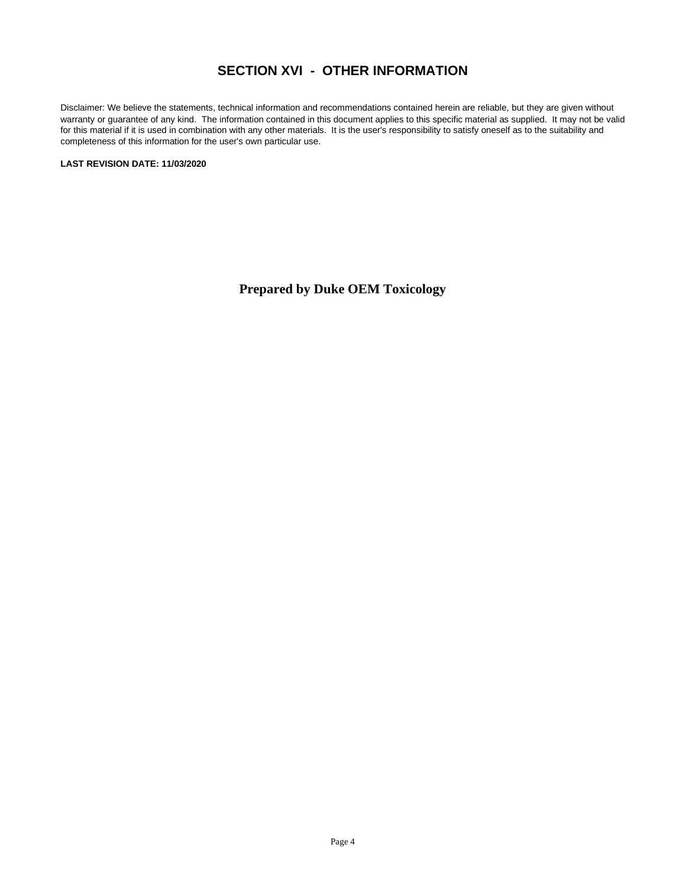## SECTION XVI - OTHER INFORMATION

Disclaimer: We believe the statements, technical information and recommendations contained herein are reliable, but they are given without warranty or guarantee of any kind. The information contained in this document applies to this specific material as supplied. It may not be valid for this material if it is used in combination with any other materials. It is the user's responsibility to satisfy oneself as to the suitability and completeness of this information for the user's own particular use.

**LAST REVISION DATE: 11/03/2020**

**Prepared by Duke OEM Toxicology**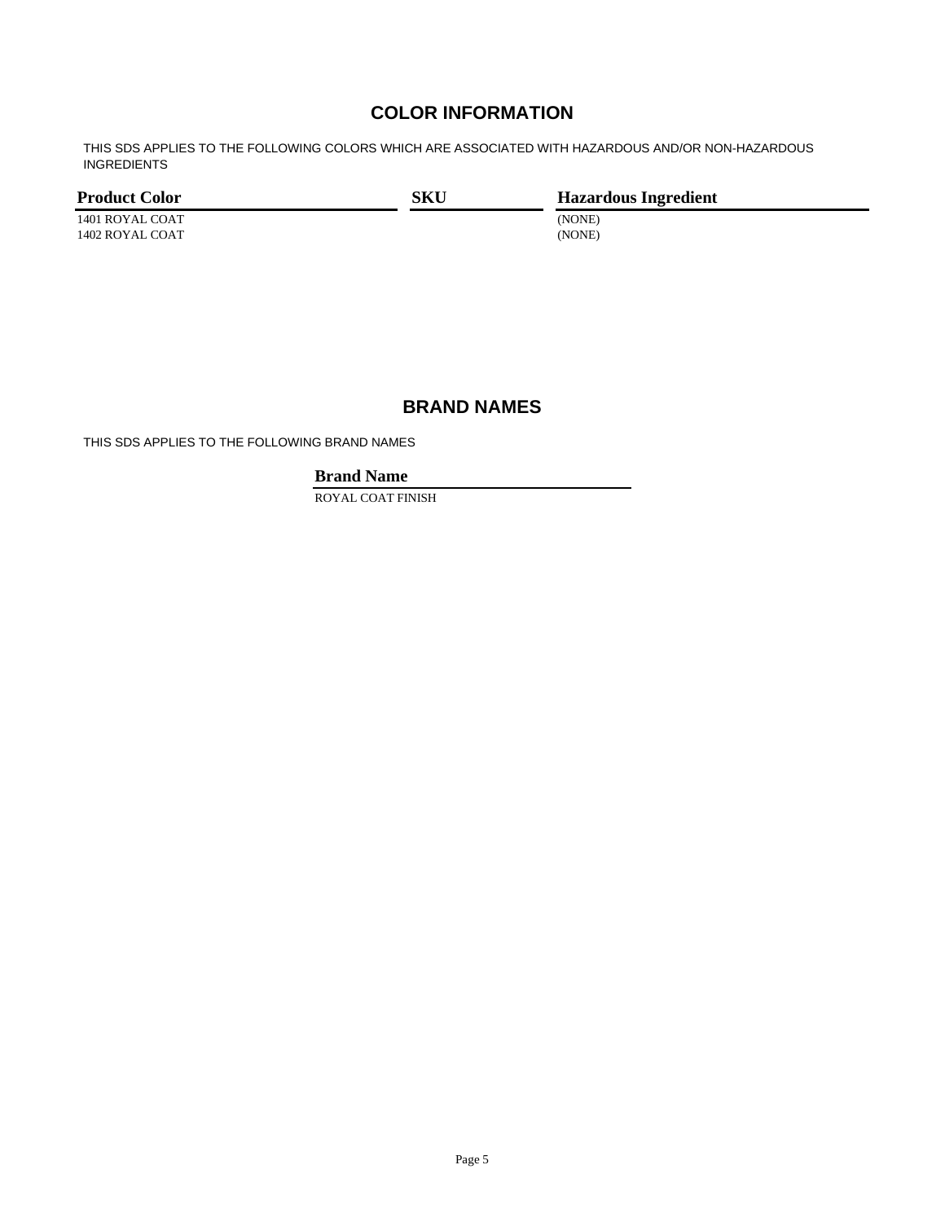## COLOR INFORMATION

THIS SDS APPLIES TO THE FOLLOWING COLORS WHICH ARE ASSOCIATED WITH HAZARDOUS AND/OR NON-HAZARDOUS INGREDIENTS

| Product Color | SKU | Hazardous Ingredient |
|---|---|---|
| 1401 ROYAL COAT | | (NONE) |
| 1402 ROYAL COAT | | (NONE) |

## BRAND NAMES

THIS SDS APPLIES TO THE FOLLOWING BRAND NAMES

| Brand Name |
|---|
| ROYAL COAT FINISH |